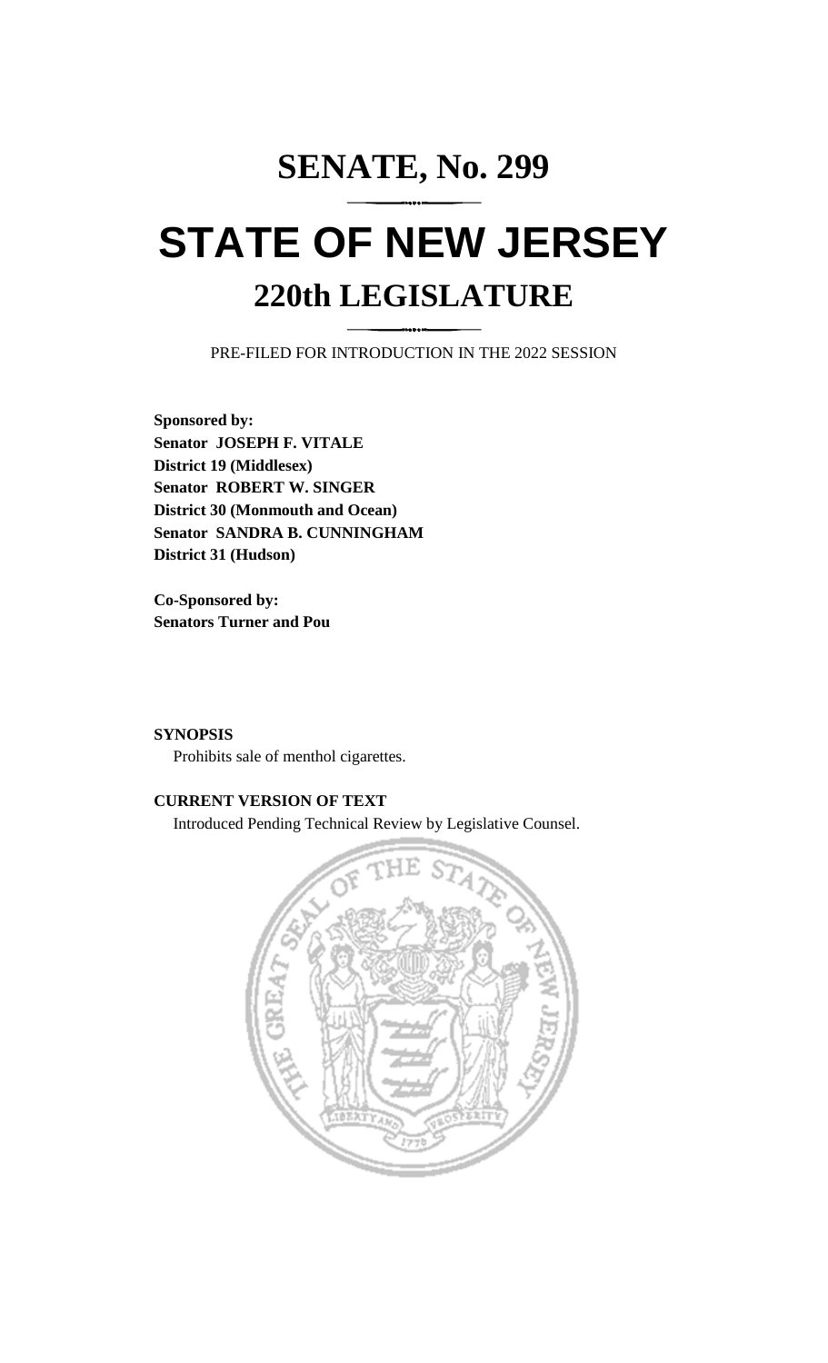# SENATE, No. 299

# STATE OF NEW JERSEY

## 220th LEGISLATURE

PRE-FILED FOR INTRODUCTION IN THE 2022 SESSION

**Sponsored by:**
**Senator JOSEPH F. VITALE**
**District 19 (Middlesex)**
**Senator ROBERT W. SINGER**
**District 30 (Monmouth and Ocean)**
**Senator SANDRA B. CUNNINGHAM**
**District 31 (Hudson)**

**Co-Sponsored by:**
**Senators Turner and Pou**

**SYNOPSIS**

Prohibits sale of menthol cigarettes.

**CURRENT VERSION OF TEXT**

Introduced Pending Technical Review by Legislative Counsel.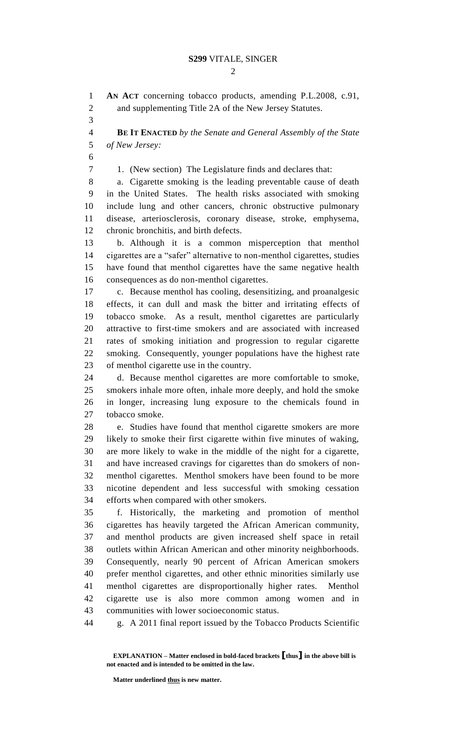**AN ACT** concerning tobacco products, amending P.L.2008, c.91, and supplementing Title 2A of the New Jersey Statutes.

**BE IT ENACTED** *by the Senate and General Assembly of the State of New Jersey:*

1. (New section) The Legislature finds and declares that:

a. Cigarette smoking is the leading preventable cause of death in the United States. The health risks associated with smoking include lung and other cancers, chronic obstructive pulmonary disease, arteriosclerosis, coronary disease, stroke, emphysema, chronic bronchitis, and birth defects.

b. Although it is a common misperception that menthol cigarettes are a "safer" alternative to non-menthol cigarettes, studies have found that menthol cigarettes have the same negative health consequences as do non-menthol cigarettes.

c. Because menthol has cooling, desensitizing, and proanalgesic effects, it can dull and mask the bitter and irritating effects of tobacco smoke. As a result, menthol cigarettes are particularly attractive to first-time smokers and are associated with increased rates of smoking initiation and progression to regular cigarette smoking. Consequently, younger populations have the highest rate of menthol cigarette use in the country.

d. Because menthol cigarettes are more comfortable to smoke, smokers inhale more often, inhale more deeply, and hold the smoke in longer, increasing lung exposure to the chemicals found in tobacco smoke.

e. Studies have found that menthol cigarette smokers are more likely to smoke their first cigarette within five minutes of waking, are more likely to wake in the middle of the night for a cigarette, and have increased cravings for cigarettes than do smokers of non-menthol cigarettes. Menthol smokers have been found to be more nicotine dependent and less successful with smoking cessation efforts when compared with other smokers.

f. Historically, the marketing and promotion of menthol cigarettes has heavily targeted the African American community, and menthol products are given increased shelf space in retail outlets within African American and other minority neighborhoods. Consequently, nearly 90 percent of African American smokers prefer menthol cigarettes, and other ethnic minorities similarly use menthol cigarettes are disproportionally higher rates. Menthol cigarette use is also more common among women and in communities with lower socioeconomic status.

g. A 2011 final report issued by the Tobacco Products Scientific

**EXPLANATION – Matter enclosed in bold-faced brackets [thus] in the above bill is not enacted and is intended to be omitted in the law.**

**Matter underlined <u>thus</u> is new matter.**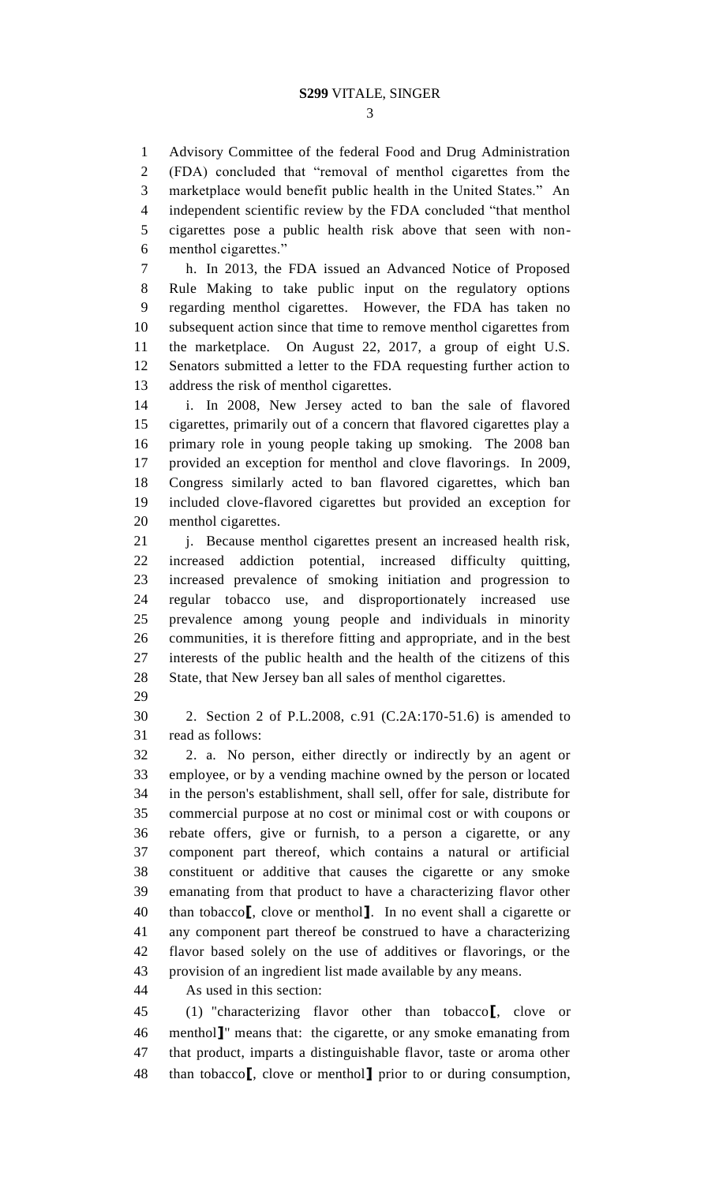Advisory Committee of the federal Food and Drug Administration (FDA) concluded that "removal of menthol cigarettes from the marketplace would benefit public health in the United States." An independent scientific review by the FDA concluded "that menthol cigarettes pose a public health risk above that seen with non-menthol cigarettes."

h. In 2013, the FDA issued an Advanced Notice of Proposed Rule Making to take public input on the regulatory options regarding menthol cigarettes. However, the FDA has taken no subsequent action since that time to remove menthol cigarettes from the marketplace. On August 22, 2017, a group of eight U.S. Senators submitted a letter to the FDA requesting further action to address the risk of menthol cigarettes.

i. In 2008, New Jersey acted to ban the sale of flavored cigarettes, primarily out of a concern that flavored cigarettes play a primary role in young people taking up smoking. The 2008 ban provided an exception for menthol and clove flavorings. In 2009, Congress similarly acted to ban flavored cigarettes, which ban included clove-flavored cigarettes but provided an exception for menthol cigarettes.

j. Because menthol cigarettes present an increased health risk, increased addiction potential, increased difficulty quitting, increased prevalence of smoking initiation and progression to regular tobacco use, and disproportionately increased use prevalence among young people and individuals in minority communities, it is therefore fitting and appropriate, and in the best interests of the public health and the health of the citizens of this State, that New Jersey ban all sales of menthol cigarettes.

2. Section 2 of P.L.2008, c.91 (C.2A:170-51.6) is amended to read as follows:

2. a. No person, either directly or indirectly by an agent or employee, or by a vending machine owned by the person or located in the person's establishment, shall sell, offer for sale, distribute for commercial purpose at no cost or minimal cost or with coupons or rebate offers, give or furnish, to a person a cigarette, or any component part thereof, which contains a natural or artificial constituent or additive that causes the cigarette or any smoke emanating from that product to have a characterizing flavor other than tobacco[, clove or menthol]. In no event shall a cigarette or any component part thereof be construed to have a characterizing flavor based solely on the use of additives or flavorings, or the provision of an ingredient list made available by any means.

As used in this section:

(1) "characterizing flavor other than tobacco[, clove or menthol]" means that: the cigarette, or any smoke emanating from that product, imparts a distinguishable flavor, taste or aroma other than tobacco[, clove or menthol] prior to or during consumption,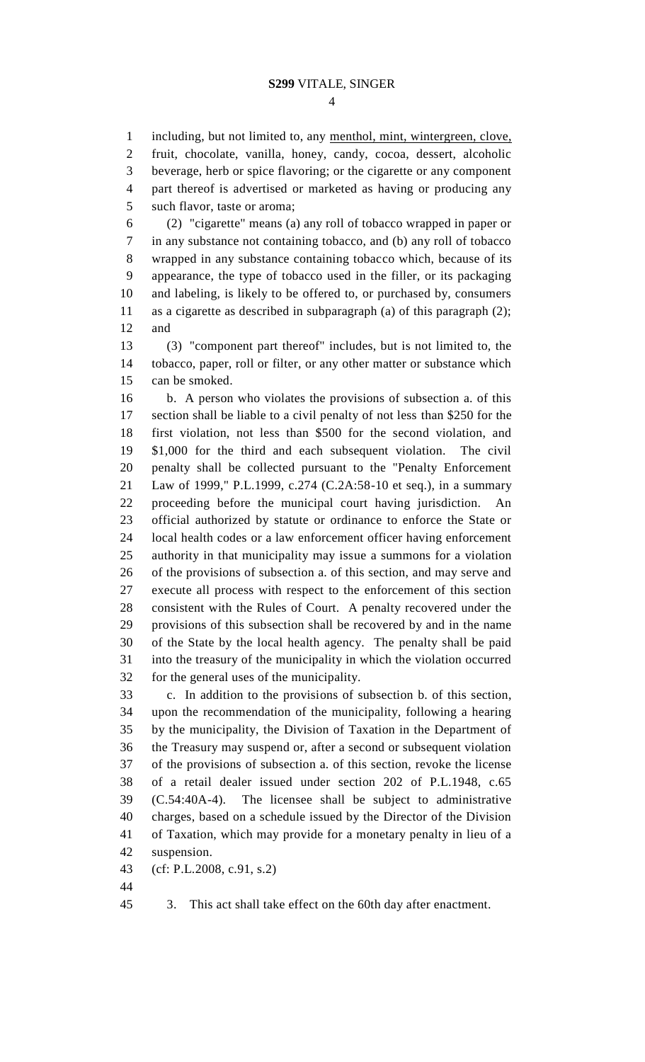including, but not limited to, any menthol, mint, wintergreen, clove, fruit, chocolate, vanilla, honey, candy, cocoa, dessert, alcoholic beverage, herb or spice flavoring; or the cigarette or any component part thereof is advertised or marketed as having or producing any such flavor, taste or aroma;

(2) "cigarette" means (a) any roll of tobacco wrapped in paper or in any substance not containing tobacco, and (b) any roll of tobacco wrapped in any substance containing tobacco which, because of its appearance, the type of tobacco used in the filler, or its packaging and labeling, is likely to be offered to, or purchased by, consumers as a cigarette as described in subparagraph (a) of this paragraph (2); and

(3) "component part thereof" includes, but is not limited to, the tobacco, paper, roll or filter, or any other matter or substance which can be smoked.

b. A person who violates the provisions of subsection a. of this section shall be liable to a civil penalty of not less than $250 for the first violation, not less than $500 for the second violation, and $1,000 for the third and each subsequent violation. The civil penalty shall be collected pursuant to the "Penalty Enforcement Law of 1999," P.L.1999, c.274 (C.2A:58-10 et seq.), in a summary proceeding before the municipal court having jurisdiction. An official authorized by statute or ordinance to enforce the State or local health codes or a law enforcement officer having enforcement authority in that municipality may issue a summons for a violation of the provisions of subsection a. of this section, and may serve and execute all process with respect to the enforcement of this section consistent with the Rules of Court. A penalty recovered under the provisions of this subsection shall be recovered by and in the name of the State by the local health agency. The penalty shall be paid into the treasury of the municipality in which the violation occurred for the general uses of the municipality.

c. In addition to the provisions of subsection b. of this section, upon the recommendation of the municipality, following a hearing by the municipality, the Division of Taxation in the Department of the Treasury may suspend or, after a second or subsequent violation of the provisions of subsection a. of this section, revoke the license of a retail dealer issued under section 202 of P.L.1948, c.65 (C.54:40A-4). The licensee shall be subject to administrative charges, based on a schedule issued by the Director of the Division of Taxation, which may provide for a monetary penalty in lieu of a suspension.

(cf: P.L.2008, c.91, s.2)

3. This act shall take effect on the 60th day after enactment.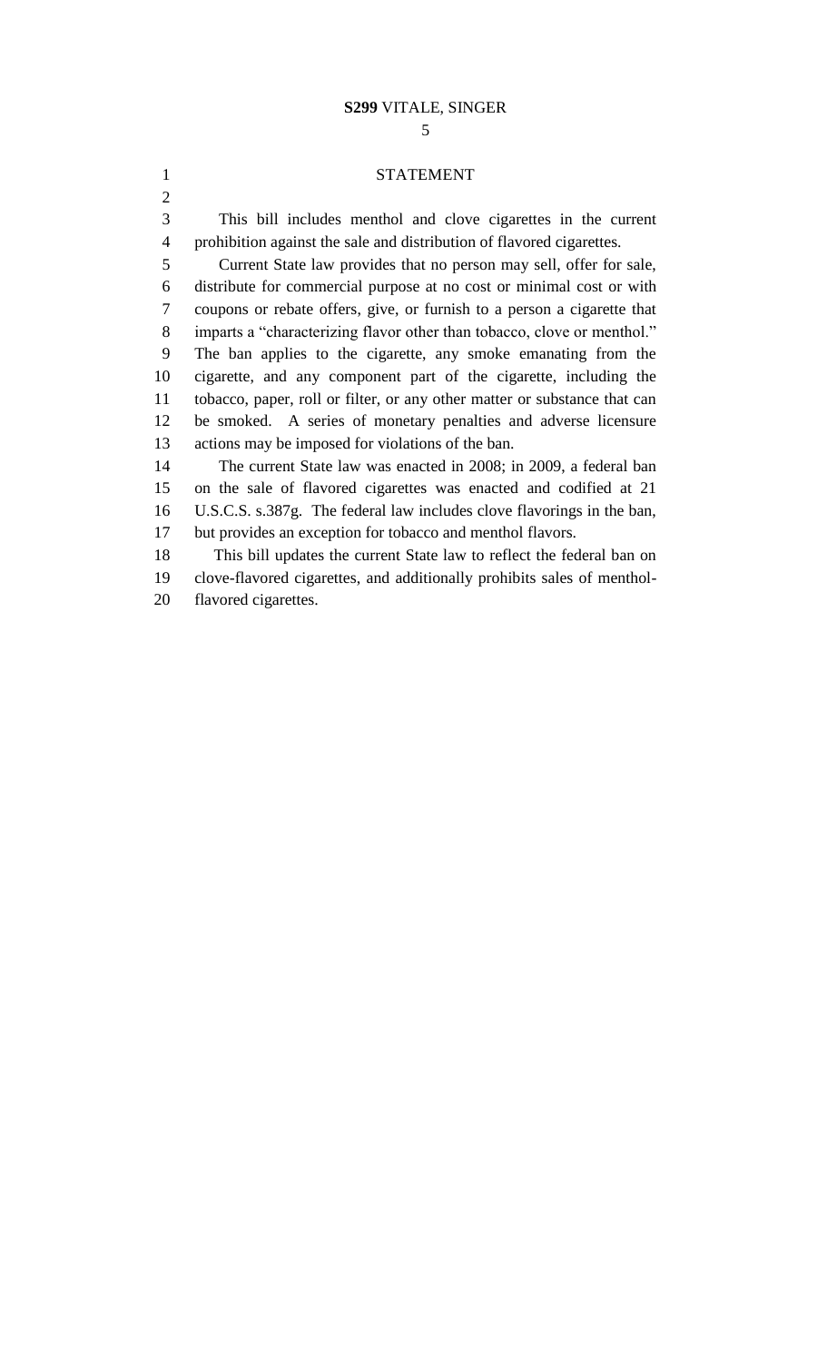## STATEMENT

This bill includes menthol and clove cigarettes in the current prohibition against the sale and distribution of flavored cigarettes.

Current State law provides that no person may sell, offer for sale, distribute for commercial purpose at no cost or minimal cost or with coupons or rebate offers, give, or furnish to a person a cigarette that imparts a "characterizing flavor other than tobacco, clove or menthol." The ban applies to the cigarette, any smoke emanating from the cigarette, and any component part of the cigarette, including the tobacco, paper, roll or filter, or any other matter or substance that can be smoked. A series of monetary penalties and adverse licensure actions may be imposed for violations of the ban.

The current State law was enacted in 2008; in 2009, a federal ban on the sale of flavored cigarettes was enacted and codified at 21 U.S.C.S. s.387g. The federal law includes clove flavorings in the ban, but provides an exception for tobacco and menthol flavors.

This bill updates the current State law to reflect the federal ban on clove-flavored cigarettes, and additionally prohibits sales of menthol-flavored cigarettes.